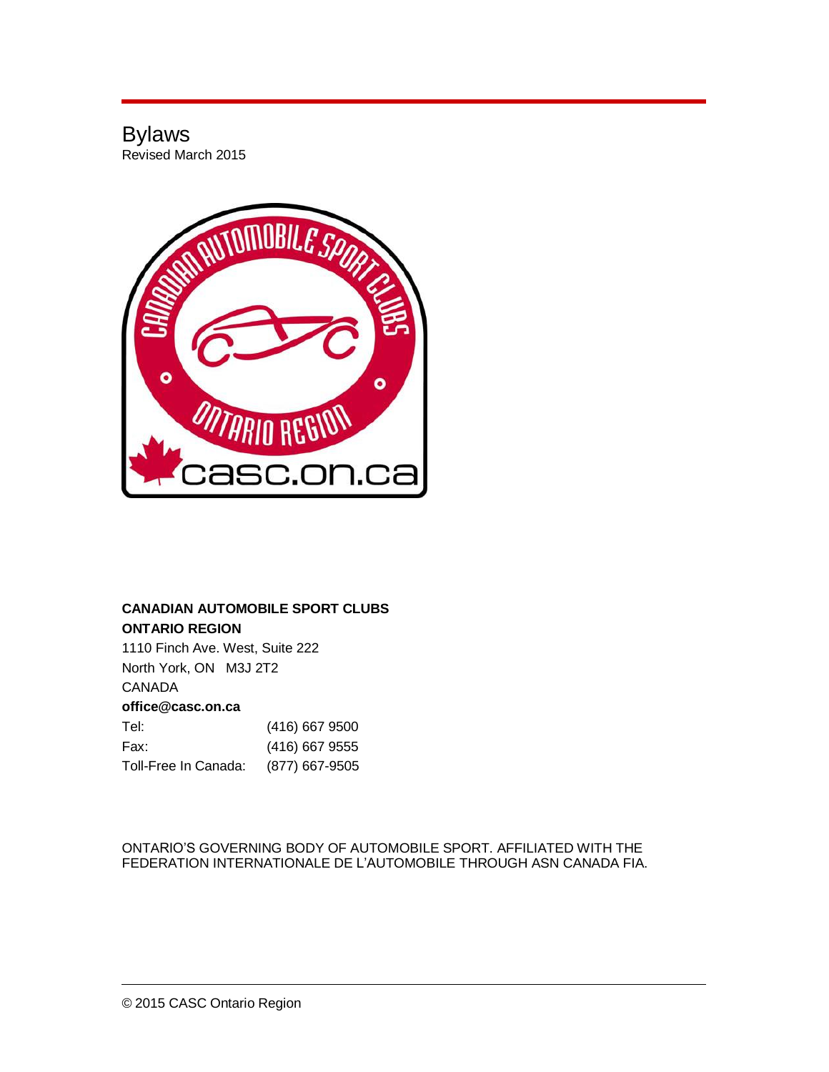# Bylaws

Revised March 2015

**CANADIAN AUTOMOBILE SPORT CLUBS**
**ONTARIO REGION**

1110 Finch Ave. West, Suite 222
North York, ON M3J 2T2
CANADA

**office@casc.on.ca**

| | |
|---|---|
| Tel: | (416) 667 9500 |
| Fax: | (416) 667 9555 |
| Toll-Free In Canada: | (877) 667-9505 |

ONTARIO'S GOVERNING BODY OF AUTOMOBILE SPORT. AFFILIATED WITH THE FEDERATION INTERNATIONALE DE L'AUTOMOBILE THROUGH ASN CANADA FIA.

© 2015 CASC Ontario Region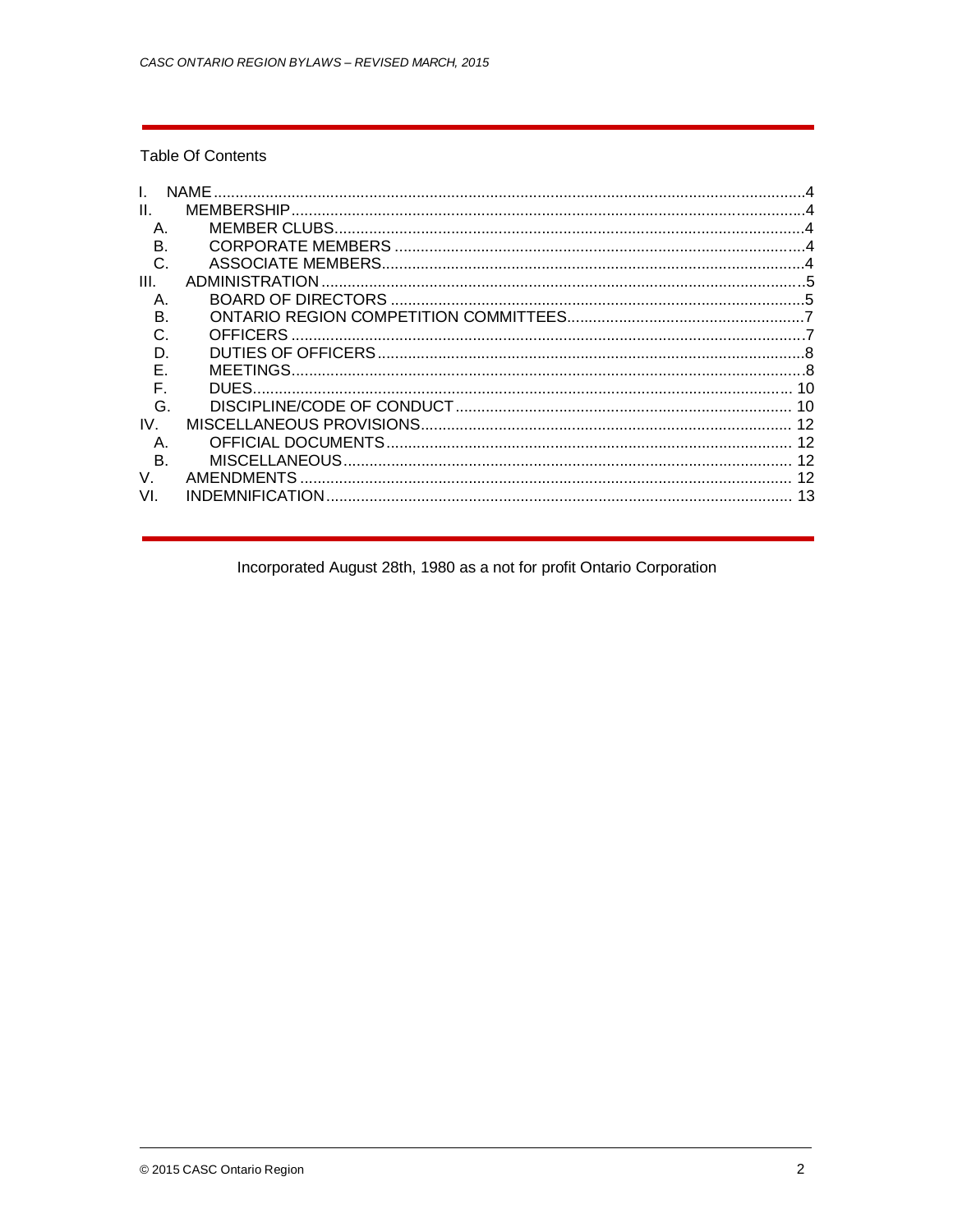Table Of Contents

I. NAME....4
II. MEMBERSHIP....4
  A. MEMBER CLUBS....4
  B. CORPORATE MEMBERS....4
  C. ASSOCIATE MEMBERS....4
III. ADMINISTRATION....5
  A. BOARD OF DIRECTORS....5
  B. ONTARIO REGION COMPETITION COMMITTEES....7
  C. OFFICERS....7
  D. DUTIES OF OFFICERS....8
  E. MEETINGS....8
  F. DUES....10
  G. DISCIPLINE/CODE OF CONDUCT....10
IV. MISCELLANEOUS PROVISIONS....12
  A. OFFICIAL DOCUMENTS....12
  B. MISCELLANEOUS....12
V. AMENDMENTS....12
VI. INDEMNIFICATION....13

Incorporated August 28th, 1980 as a not for profit Ontario Corporation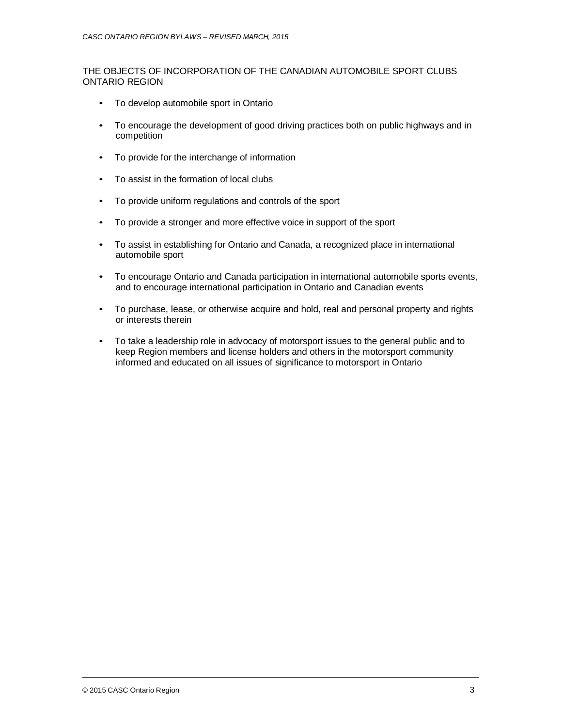THE OBJECTS OF INCORPORATION OF THE CANADIAN AUTOMOBILE SPORT CLUBS ONTARIO REGION

- To develop automobile sport in Ontario
- To encourage the development of good driving practices both on public highways and in competition
- To provide for the interchange of information
- To assist in the formation of local clubs
- To provide uniform regulations and controls of the sport
- To provide a stronger and more effective voice in support of the sport
- To assist in establishing for Ontario and Canada, a recognized place in international automobile sport
- To encourage Ontario and Canada participation in international automobile sports events, and to encourage international participation in Ontario and Canadian events
- To purchase, lease, or otherwise acquire and hold, real and personal property and rights or interests therein
- To take a leadership role in advocacy of motorsport issues to the general public and to keep Region members and license holders and others in the motorsport community informed and educated on all issues of significance to motorsport in Ontario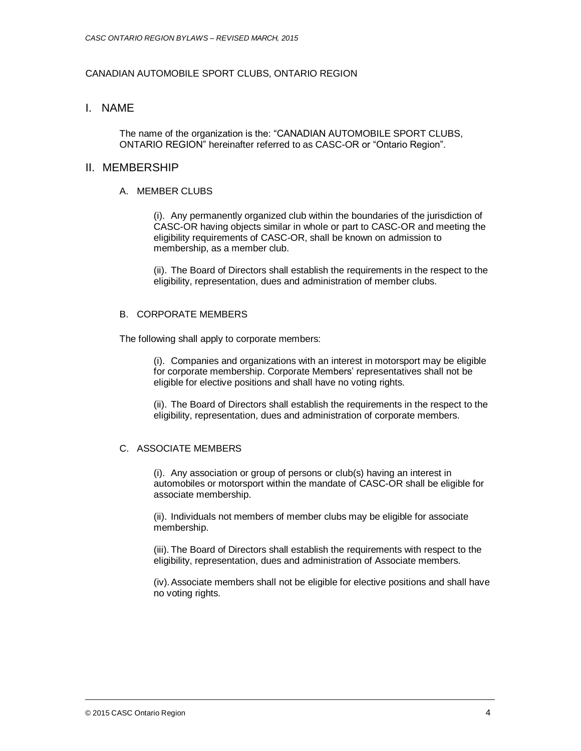CANADIAN AUTOMOBILE SPORT CLUBS, ONTARIO REGION

## I. NAME

The name of the organization is the: “CANADIAN AUTOMOBILE SPORT CLUBS, ONTARIO REGION” hereinafter referred to as CASC-OR or “Ontario Region”.

## II. MEMBERSHIP

### A. MEMBER CLUBS

(i). Any permanently organized club within the boundaries of the jurisdiction of CASC-OR having objects similar in whole or part to CASC-OR and meeting the eligibility requirements of CASC-OR, shall be known on admission to membership, as a member club.

(ii). The Board of Directors shall establish the requirements in the respect to the eligibility, representation, dues and administration of member clubs.

### B. CORPORATE MEMBERS

The following shall apply to corporate members:

(i). Companies and organizations with an interest in motorsport may be eligible for corporate membership. Corporate Members’ representatives shall not be eligible for elective positions and shall have no voting rights.

(ii). The Board of Directors shall establish the requirements in the respect to the eligibility, representation, dues and administration of corporate members.

### C. ASSOCIATE MEMBERS

(i). Any association or group of persons or club(s) having an interest in automobiles or motorsport within the mandate of CASC-OR shall be eligible for associate membership.

(ii). Individuals not members of member clubs may be eligible for associate membership.

(iii). The Board of Directors shall establish the requirements with respect to the eligibility, representation, dues and administration of Associate members.

(iv). Associate members shall not be eligible for elective positions and shall have no voting rights.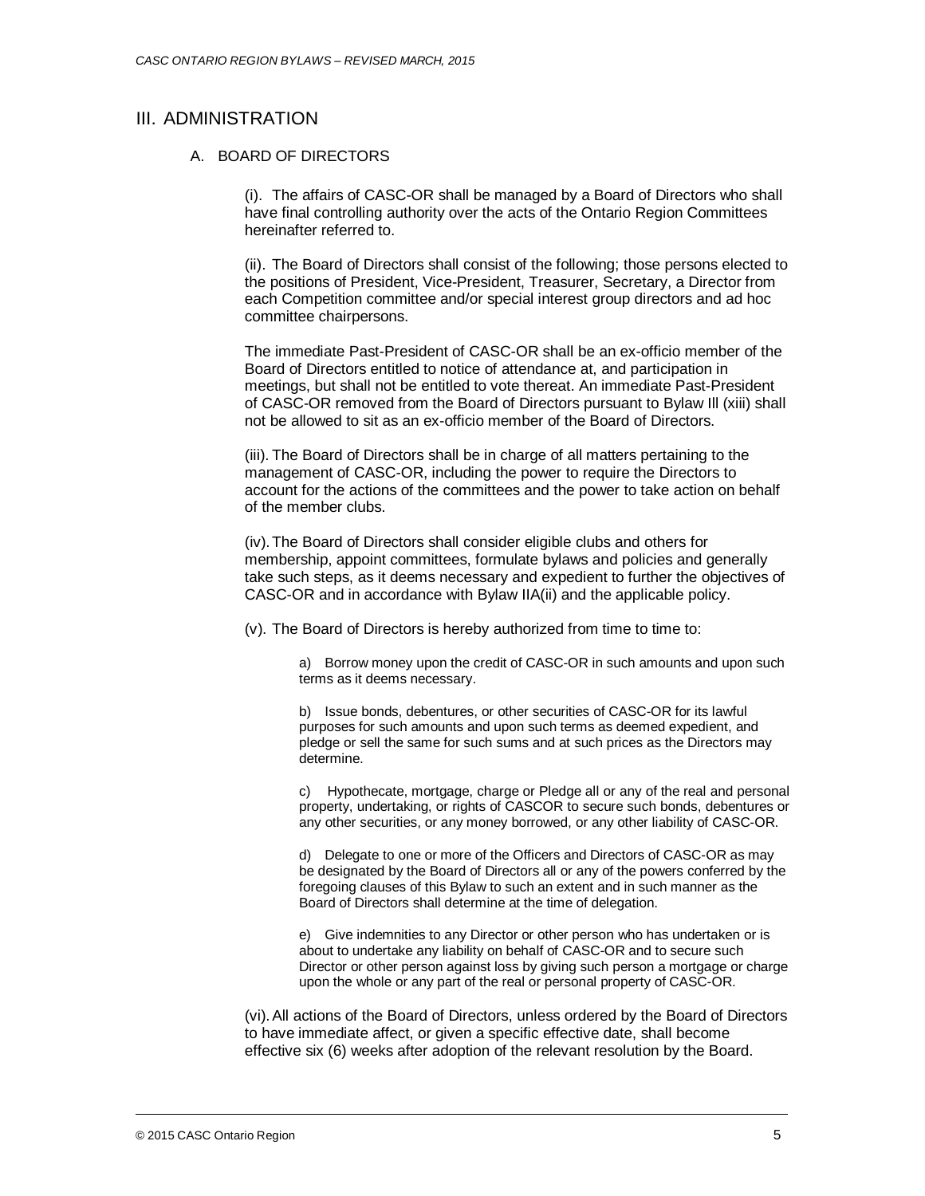## III. ADMINISTRATION

### A. BOARD OF DIRECTORS

(i). The affairs of CASC-OR shall be managed by a Board of Directors who shall have final controlling authority over the acts of the Ontario Region Committees hereinafter referred to.

(ii). The Board of Directors shall consist of the following; those persons elected to the positions of President, Vice-President, Treasurer, Secretary, a Director from each Competition committee and/or special interest group directors and ad hoc committee chairpersons.

The immediate Past-President of CASC-OR shall be an ex-officio member of the Board of Directors entitled to notice of attendance at, and participation in meetings, but shall not be entitled to vote thereat. An immediate Past-President of CASC-OR removed from the Board of Directors pursuant to Bylaw III (xiii) shall not be allowed to sit as an ex-officio member of the Board of Directors.

(iii). The Board of Directors shall be in charge of all matters pertaining to the management of CASC-OR, including the power to require the Directors to account for the actions of the committees and the power to take action on behalf of the member clubs.

(iv). The Board of Directors shall consider eligible clubs and others for membership, appoint committees, formulate bylaws and policies and generally take such steps, as it deems necessary and expedient to further the objectives of CASC-OR and in accordance with Bylaw IIA(ii) and the applicable policy.

(v). The Board of Directors is hereby authorized from time to time to:

a) Borrow money upon the credit of CASC-OR in such amounts and upon such terms as it deems necessary.

b) Issue bonds, debentures, or other securities of CASC-OR for its lawful purposes for such amounts and upon such terms as deemed expedient, and pledge or sell the same for such sums and at such prices as the Directors may determine.

c) Hypothecate, mortgage, charge or Pledge all or any of the real and personal property, undertaking, or rights of CASCOR to secure such bonds, debentures or any other securities, or any money borrowed, or any other liability of CASC-OR.

d) Delegate to one or more of the Officers and Directors of CASC-OR as may be designated by the Board of Directors all or any of the powers conferred by the foregoing clauses of this Bylaw to such an extent and in such manner as the Board of Directors shall determine at the time of delegation.

e) Give indemnities to any Director or other person who has undertaken or is about to undertake any liability on behalf of CASC-OR and to secure such Director or other person against loss by giving such person a mortgage or charge upon the whole or any part of the real or personal property of CASC-OR.

(vi). All actions of the Board of Directors, unless ordered by the Board of Directors to have immediate affect, or given a specific effective date, shall become effective six (6) weeks after adoption of the relevant resolution by the Board.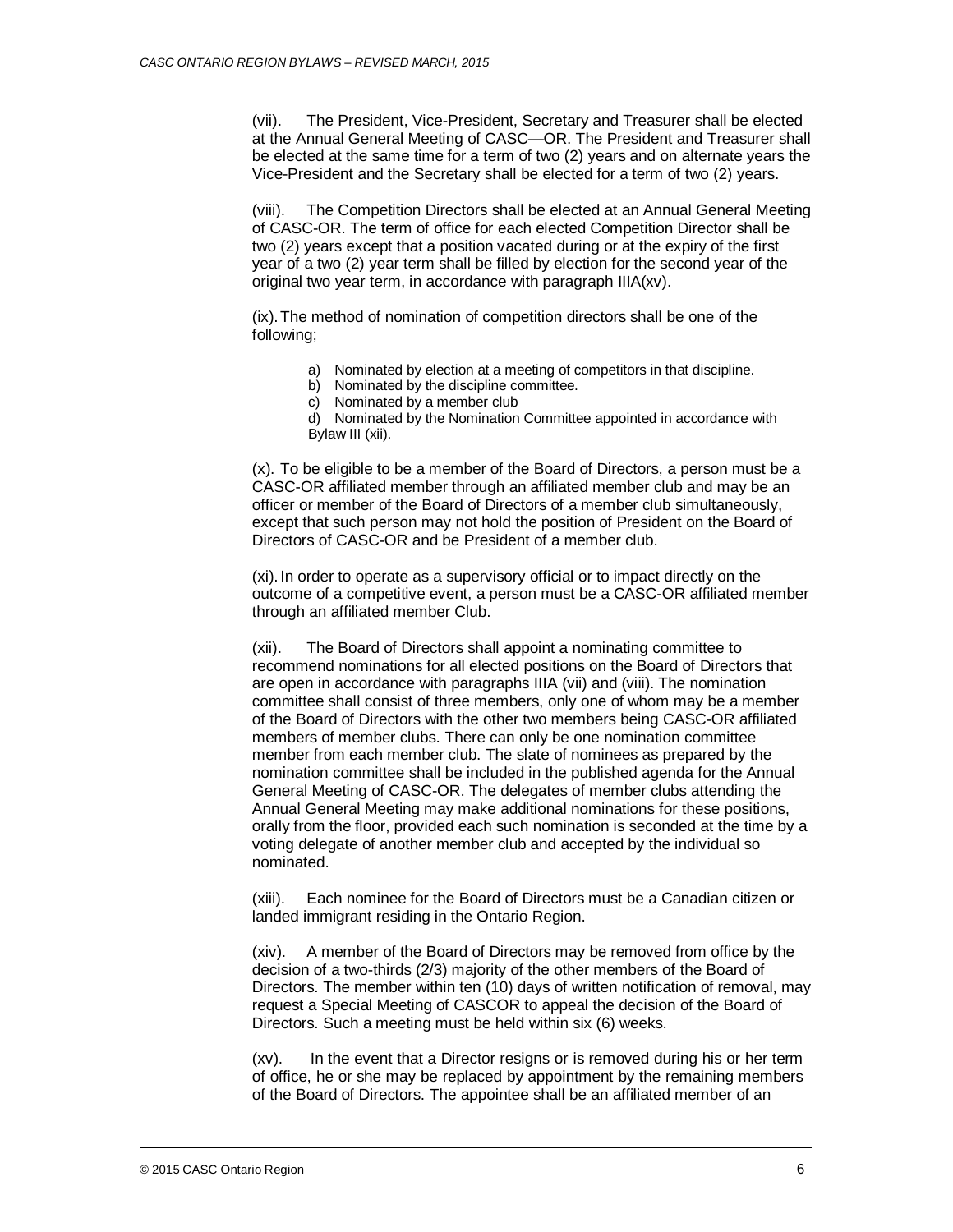(vii). The President, Vice-President, Secretary and Treasurer shall be elected at the Annual General Meeting of CASC—OR. The President and Treasurer shall be elected at the same time for a term of two (2) years and on alternate years the Vice-President and the Secretary shall be elected for a term of two (2) years.

(viii). The Competition Directors shall be elected at an Annual General Meeting of CASC-OR. The term of office for each elected Competition Director shall be two (2) years except that a position vacated during or at the expiry of the first year of a two (2) year term shall be filled by election for the second year of the original two year term, in accordance with paragraph IIIA(xv).

(ix). The method of nomination of competition directors shall be one of the following;

a) Nominated by election at a meeting of competitors in that discipline.
b) Nominated by the discipline committee.
c) Nominated by a member club
d) Nominated by the Nomination Committee appointed in accordance with Bylaw III (xii).

(x). To be eligible to be a member of the Board of Directors, a person must be a CASC-OR affiliated member through an affiliated member club and may be an officer or member of the Board of Directors of a member club simultaneously, except that such person may not hold the position of President on the Board of Directors of CASC-OR and be President of a member club.

(xi). In order to operate as a supervisory official or to impact directly on the outcome of a competitive event, a person must be a CASC-OR affiliated member through an affiliated member Club.

(xii). The Board of Directors shall appoint a nominating committee to recommend nominations for all elected positions on the Board of Directors that are open in accordance with paragraphs IIIA (vii) and (viii). The nomination committee shall consist of three members, only one of whom may be a member of the Board of Directors with the other two members being CASC-OR affiliated members of member clubs. There can only be one nomination committee member from each member club. The slate of nominees as prepared by the nomination committee shall be included in the published agenda for the Annual General Meeting of CASC-OR. The delegates of member clubs attending the Annual General Meeting may make additional nominations for these positions, orally from the floor, provided each such nomination is seconded at the time by a voting delegate of another member club and accepted by the individual so nominated.

(xiii). Each nominee for the Board of Directors must be a Canadian citizen or landed immigrant residing in the Ontario Region.

(xiv). A member of the Board of Directors may be removed from office by the decision of a two-thirds (2/3) majority of the other members of the Board of Directors. The member within ten (10) days of written notification of removal, may request a Special Meeting of CASCOR to appeal the decision of the Board of Directors. Such a meeting must be held within six (6) weeks.

(xv). In the event that a Director resigns or is removed during his or her term of office, he or she may be replaced by appointment by the remaining members of the Board of Directors. The appointee shall be an affiliated member of an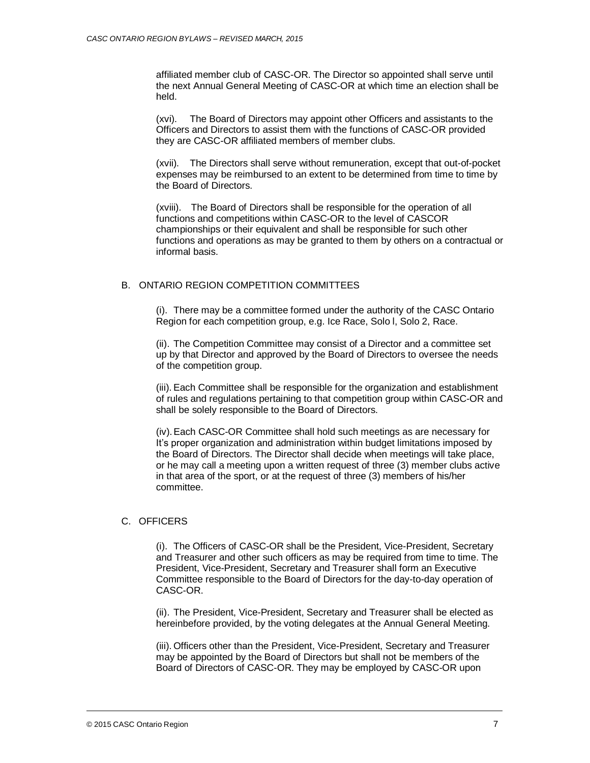affiliated member club of CASC-OR. The Director so appointed shall serve until the next Annual General Meeting of CASC-OR at which time an election shall be held.

(xvi). The Board of Directors may appoint other Officers and assistants to the Officers and Directors to assist them with the functions of CASC-OR provided they are CASC-OR affiliated members of member clubs.

(xvii). The Directors shall serve without remuneration, except that out-of-pocket expenses may be reimbursed to an extent to be determined from time to time by the Board of Directors.

(xviii). The Board of Directors shall be responsible for the operation of all functions and competitions within CASC-OR to the level of CASCOR championships or their equivalent and shall be responsible for such other functions and operations as may be granted to them by others on a contractual or informal basis.

B. ONTARIO REGION COMPETITION COMMITTEES

(i). There may be a committee formed under the authority of the CASC Ontario Region for each competition group, e.g. Ice Race, Solo l, Solo 2, Race.

(ii). The Competition Committee may consist of a Director and a committee set up by that Director and approved by the Board of Directors to oversee the needs of the competition group.

(iii). Each Committee shall be responsible for the organization and establishment of rules and regulations pertaining to that competition group within CASC-OR and shall be solely responsible to the Board of Directors.

(iv). Each CASC-OR Committee shall hold such meetings as are necessary for It's proper organization and administration within budget limitations imposed by the Board of Directors. The Director shall decide when meetings will take place, or he may call a meeting upon a written request of three (3) member clubs active in that area of the sport, or at the request of three (3) members of his/her committee.

C. OFFICERS

(i). The Officers of CASC-OR shall be the President, Vice-President, Secretary and Treasurer and other such officers as may be required from time to time. The President, Vice-President, Secretary and Treasurer shall form an Executive Committee responsible to the Board of Directors for the day-to-day operation of CASC-OR.

(ii). The President, Vice-President, Secretary and Treasurer shall be elected as hereinbefore provided, by the voting delegates at the Annual General Meeting.

(iii). Officers other than the President, Vice-President, Secretary and Treasurer may be appointed by the Board of Directors but shall not be members of the Board of Directors of CASC-OR. They may be employed by CASC-OR upon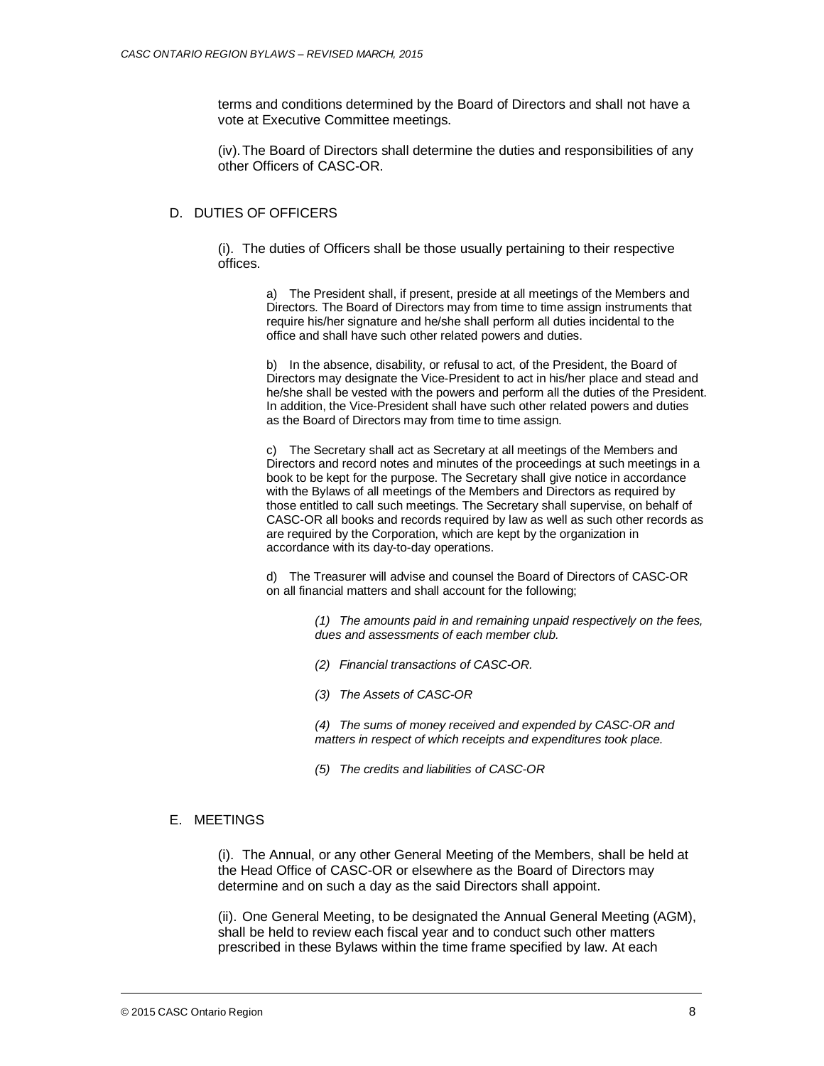terms and conditions determined by the Board of Directors and shall not have a vote at Executive Committee meetings.

(iv). The Board of Directors shall determine the duties and responsibilities of any other Officers of CASC-OR.

## D. DUTIES OF OFFICERS

(i). The duties of Officers shall be those usually pertaining to their respective offices.

a) The President shall, if present, preside at all meetings of the Members and Directors. The Board of Directors may from time to time assign instruments that require his/her signature and he/she shall perform all duties incidental to the office and shall have such other related powers and duties.

b) In the absence, disability, or refusal to act, of the President, the Board of Directors may designate the Vice-President to act in his/her place and stead and he/she shall be vested with the powers and perform all the duties of the President. In addition, the Vice-President shall have such other related powers and duties as the Board of Directors may from time to time assign.

c) The Secretary shall act as Secretary at all meetings of the Members and Directors and record notes and minutes of the proceedings at such meetings in a book to be kept for the purpose. The Secretary shall give notice in accordance with the Bylaws of all meetings of the Members and Directors as required by those entitled to call such meetings. The Secretary shall supervise, on behalf of CASC-OR all books and records required by law as well as such other records as are required by the Corporation, which are kept by the organization in accordance with its day-to-day operations.

d) The Treasurer will advise and counsel the Board of Directors of CASC-OR on all financial matters and shall account for the following;

*(1) The amounts paid in and remaining unpaid respectively on the fees, dues and assessments of each member club.*

*(2) Financial transactions of CASC-OR.*

*(3) The Assets of CASC-OR*

*(4) The sums of money received and expended by CASC-OR and matters in respect of which receipts and expenditures took place.*

*(5) The credits and liabilities of CASC-OR*

## E. MEETINGS

(i). The Annual, or any other General Meeting of the Members, shall be held at the Head Office of CASC-OR or elsewhere as the Board of Directors may determine and on such a day as the said Directors shall appoint.

(ii). One General Meeting, to be designated the Annual General Meeting (AGM), shall be held to review each fiscal year and to conduct such other matters prescribed in these Bylaws within the time frame specified by law. At each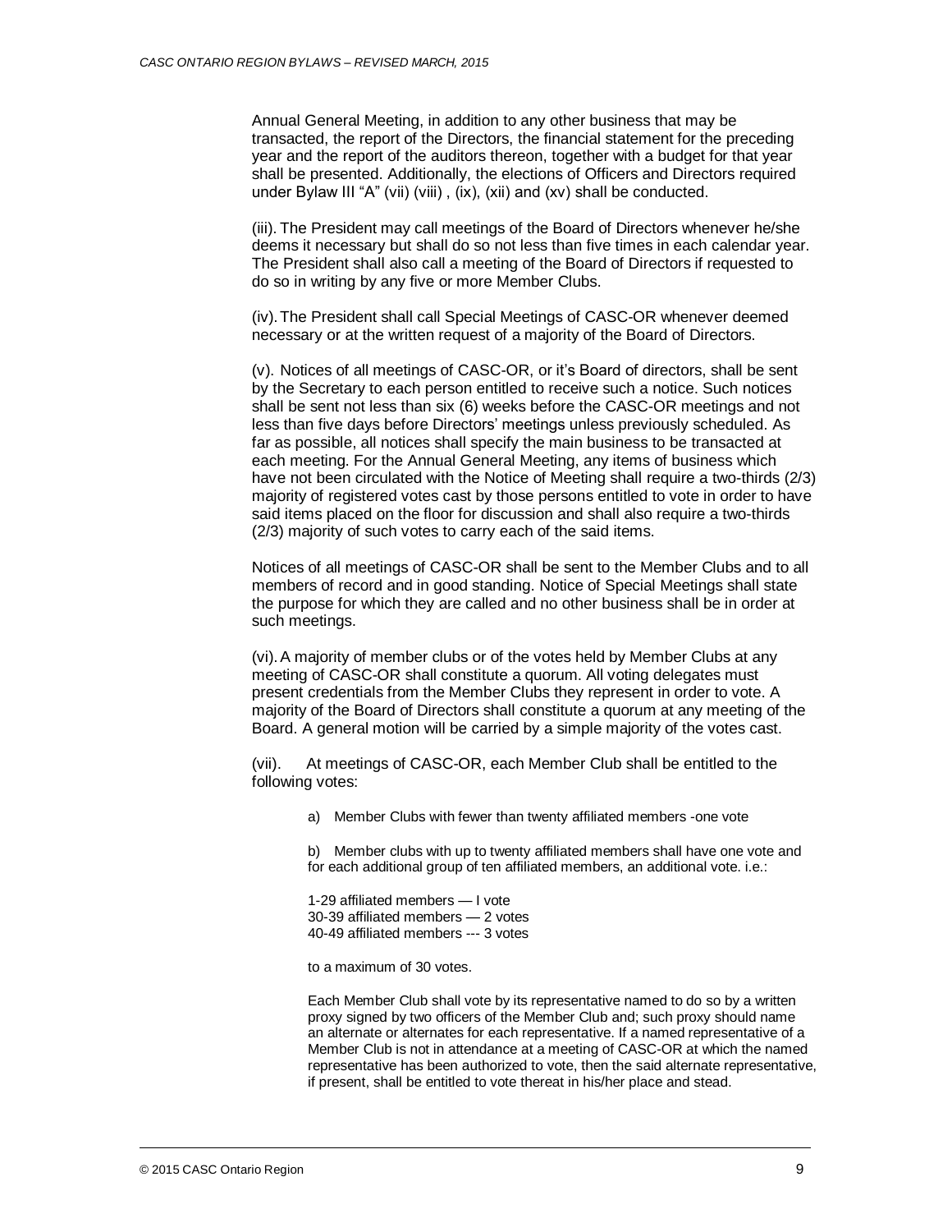Annual General Meeting, in addition to any other business that may be transacted, the report of the Directors, the financial statement for the preceding year and the report of the auditors thereon, together with a budget for that year shall be presented. Additionally, the elections of Officers and Directors required under Bylaw III "A" (vii) (viii) , (ix), (xii) and (xv) shall be conducted.

(iii). The President may call meetings of the Board of Directors whenever he/she deems it necessary but shall do so not less than five times in each calendar year. The President shall also call a meeting of the Board of Directors if requested to do so in writing by any five or more Member Clubs.

(iv). The President shall call Special Meetings of CASC-OR whenever deemed necessary or at the written request of a majority of the Board of Directors.

(v). Notices of all meetings of CASC-OR, or it's Board of directors, shall be sent by the Secretary to each person entitled to receive such a notice. Such notices shall be sent not less than six (6) weeks before the CASC-OR meetings and not less than five days before Directors' meetings unless previously scheduled. As far as possible, all notices shall specify the main business to be transacted at each meeting. For the Annual General Meeting, any items of business which have not been circulated with the Notice of Meeting shall require a two-thirds (2/3) majority of registered votes cast by those persons entitled to vote in order to have said items placed on the floor for discussion and shall also require a two-thirds (2/3) majority of such votes to carry each of the said items.

Notices of all meetings of CASC-OR shall be sent to the Member Clubs and to all members of record and in good standing. Notice of Special Meetings shall state the purpose for which they are called and no other business shall be in order at such meetings.

(vi). A majority of member clubs or of the votes held by Member Clubs at any meeting of CASC-OR shall constitute a quorum. All voting delegates must present credentials from the Member Clubs they represent in order to vote. A majority of the Board of Directors shall constitute a quorum at any meeting of the Board. A general motion will be carried by a simple majority of the votes cast.

(vii). At meetings of CASC-OR, each Member Club shall be entitled to the following votes:

a) Member Clubs with fewer than twenty affiliated members -one vote

b) Member clubs with up to twenty affiliated members shall have one vote and for each additional group of ten affiliated members, an additional vote. i.e.:

1-29 affiliated members — I vote  
30-39 affiliated members — 2 votes  
40-49 affiliated members --- 3 votes

to a maximum of 30 votes.

Each Member Club shall vote by its representative named to do so by a written proxy signed by two officers of the Member Club and; such proxy should name an alternate or alternates for each representative. If a named representative of a Member Club is not in attendance at a meeting of CASC-OR at which the named representative has been authorized to vote, then the said alternate representative, if present, shall be entitled to vote thereat in his/her place and stead.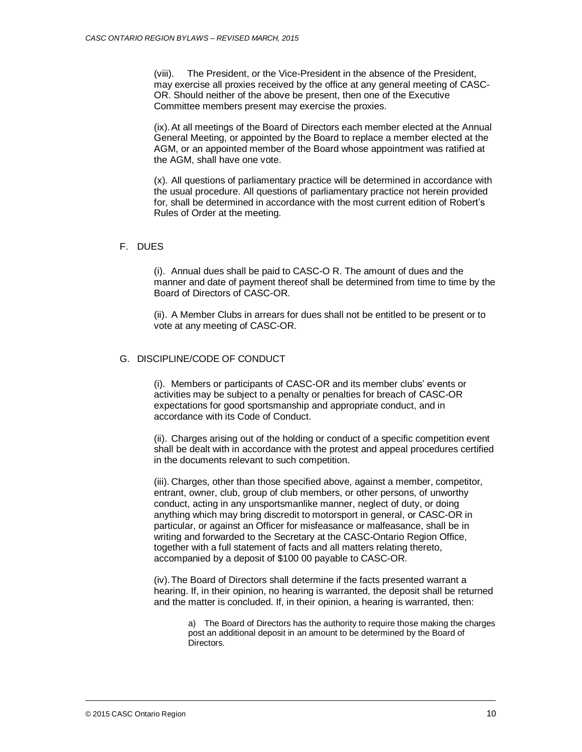(viii). The President, or the Vice-President in the absence of the President, may exercise all proxies received by the office at any general meeting of CASC-OR. Should neither of the above be present, then one of the Executive Committee members present may exercise the proxies.

(ix). At all meetings of the Board of Directors each member elected at the Annual General Meeting, or appointed by the Board to replace a member elected at the AGM, or an appointed member of the Board whose appointment was ratified at the AGM, shall have one vote.

(x). All questions of parliamentary practice will be determined in accordance with the usual procedure. All questions of parliamentary practice not herein provided for, shall be determined in accordance with the most current edition of Robert's Rules of Order at the meeting.

## F. DUES

(i). Annual dues shall be paid to CASC-O R. The amount of dues and the manner and date of payment thereof shall be determined from time to time by the Board of Directors of CASC-OR.

(ii). A Member Clubs in arrears for dues shall not be entitled to be present or to vote at any meeting of CASC-OR.

## G. DISCIPLINE/CODE OF CONDUCT

(i). Members or participants of CASC-OR and its member clubs' events or activities may be subject to a penalty or penalties for breach of CASC-OR expectations for good sportsmanship and appropriate conduct, and in accordance with its Code of Conduct.

(ii). Charges arising out of the holding or conduct of a specific competition event shall be dealt with in accordance with the protest and appeal procedures certified in the documents relevant to such competition.

(iii). Charges, other than those specified above, against a member, competitor, entrant, owner, club, group of club members, or other persons, of unworthy conduct, acting in any unsportsmanlike manner, neglect of duty, or doing anything which may bring discredit to motorsport in general, or CASC-OR in particular, or against an Officer for misfeasance or malfeasance, shall be in writing and forwarded to the Secretary at the CASC-Ontario Region Office, together with a full statement of facts and all matters relating thereto, accompanied by a deposit of $100 00 payable to CASC-OR.

(iv). The Board of Directors shall determine if the facts presented warrant a hearing. If, in their opinion, no hearing is warranted, the deposit shall be returned and the matter is concluded. If, in their opinion, a hearing is warranted, then:

a) The Board of Directors has the authority to require those making the charges post an additional deposit in an amount to be determined by the Board of Directors.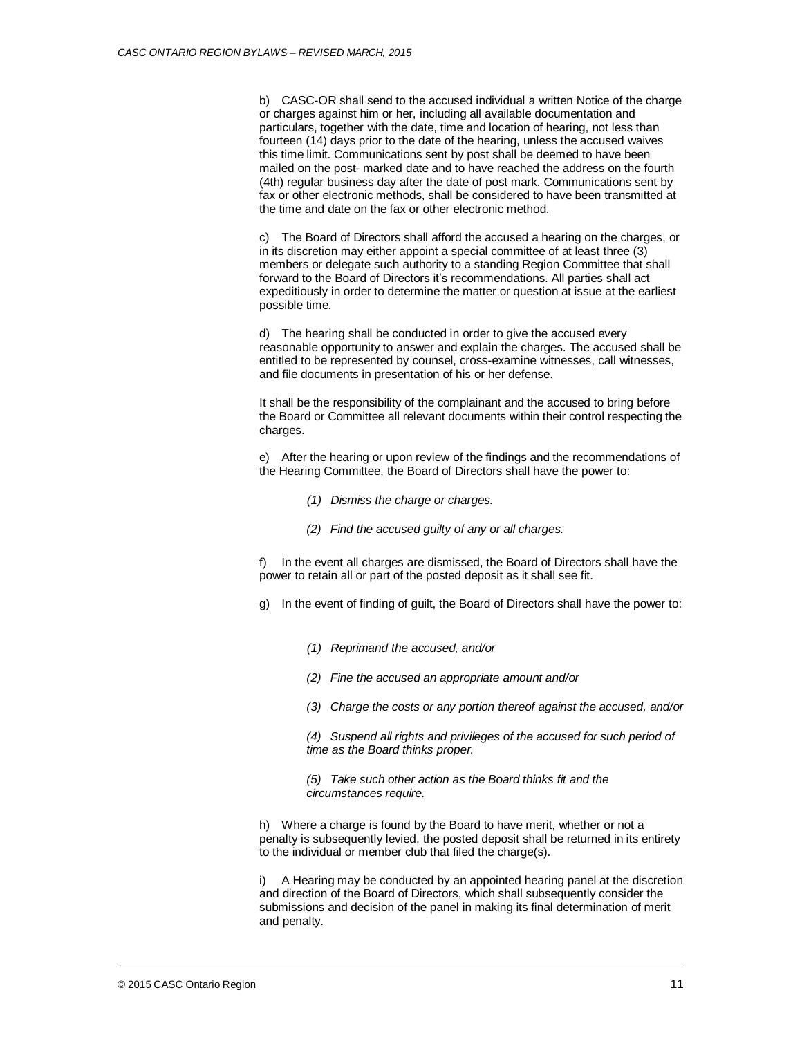b) CASC-OR shall send to the accused individual a written Notice of the charge or charges against him or her, including all available documentation and particulars, together with the date, time and location of hearing, not less than fourteen (14) days prior to the date of the hearing, unless the accused waives this time limit. Communications sent by post shall be deemed to have been mailed on the post- marked date and to have reached the address on the fourth (4th) regular business day after the date of post mark. Communications sent by fax or other electronic methods, shall be considered to have been transmitted at the time and date on the fax or other electronic method.

c) The Board of Directors shall afford the accused a hearing on the charges, or in its discretion may either appoint a special committee of at least three (3) members or delegate such authority to a standing Region Committee that shall forward to the Board of Directors it's recommendations. All parties shall act expeditiously in order to determine the matter or question at issue at the earliest possible time.

d) The hearing shall be conducted in order to give the accused every reasonable opportunity to answer and explain the charges. The accused shall be entitled to be represented by counsel, cross-examine witnesses, call witnesses, and file documents in presentation of his or her defense.

It shall be the responsibility of the complainant and the accused to bring before the Board or Committee all relevant documents within their control respecting the charges.

e) After the hearing or upon review of the findings and the recommendations of the Hearing Committee, the Board of Directors shall have the power to:

> *(1) Dismiss the charge or charges.*
>
> *(2) Find the accused guilty of any or all charges.*

f) In the event all charges are dismissed, the Board of Directors shall have the power to retain all or part of the posted deposit as it shall see fit.

g) In the event of finding of guilt, the Board of Directors shall have the power to:

> *(1) Reprimand the accused, and/or*
>
> *(2) Fine the accused an appropriate amount and/or*
>
> *(3) Charge the costs or any portion thereof against the accused, and/or*
>
> *(4) Suspend all rights and privileges of the accused for such period of time as the Board thinks proper.*
>
> *(5) Take such other action as the Board thinks fit and the circumstances require.*

h) Where a charge is found by the Board to have merit, whether or not a penalty is subsequently levied, the posted deposit shall be returned in its entirety to the individual or member club that filed the charge(s).

i) A Hearing may be conducted by an appointed hearing panel at the discretion and direction of the Board of Directors, which shall subsequently consider the submissions and decision of the panel in making its final determination of merit and penalty.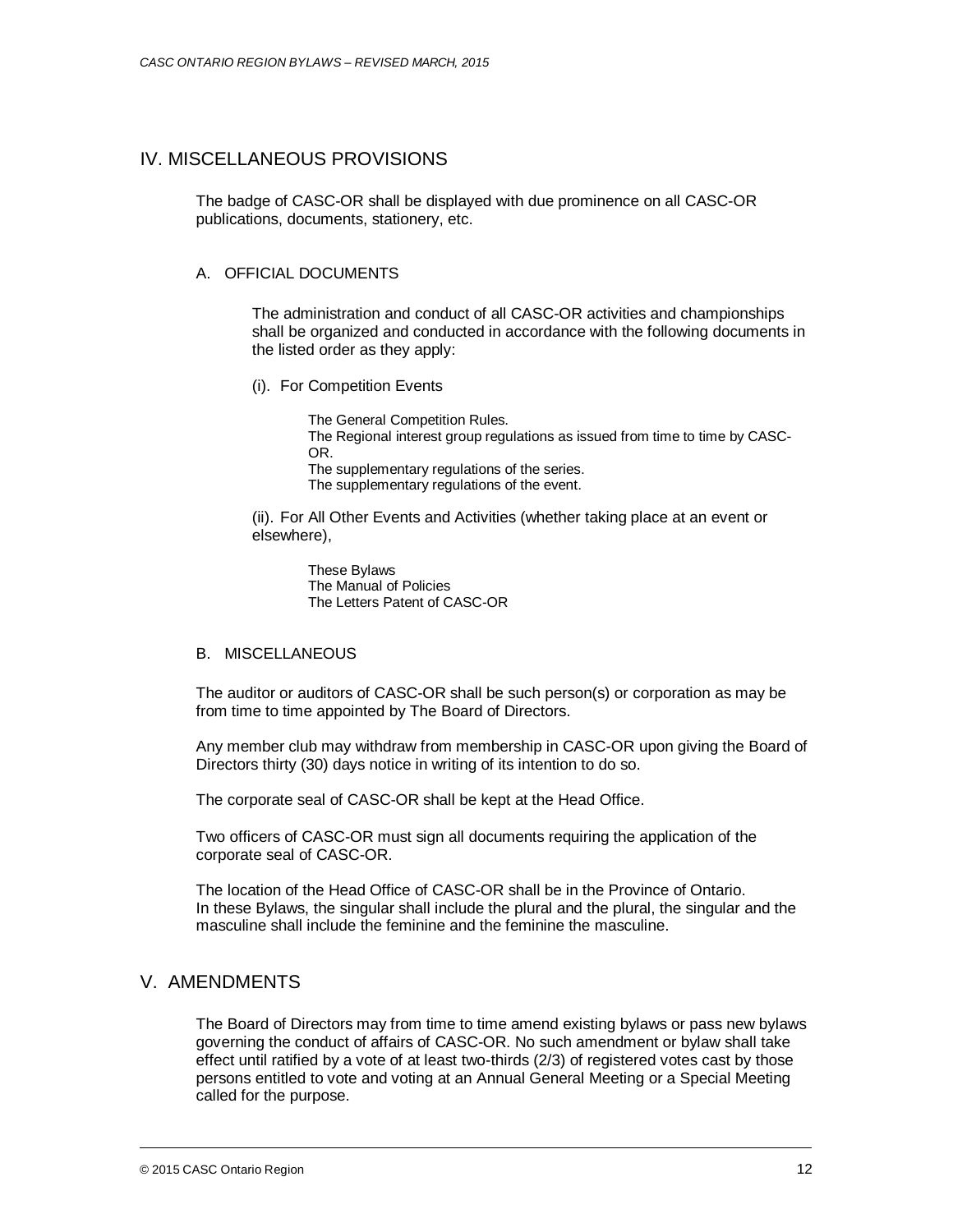## IV. MISCELLANEOUS PROVISIONS

The badge of CASC-OR shall be displayed with due prominence on all CASC-OR publications, documents, stationery, etc.

### A. OFFICIAL DOCUMENTS

The administration and conduct of all CASC-OR activities and championships shall be organized and conducted in accordance with the following documents in the listed order as they apply:

(i). For Competition Events

The General Competition Rules.
The Regional interest group regulations as issued from time to time by CASC-OR.
The supplementary regulations of the series.
The supplementary regulations of the event.

(ii). For All Other Events and Activities (whether taking place at an event or elsewhere),

These Bylaws
The Manual of Policies
The Letters Patent of CASC-OR

### B. MISCELLANEOUS

The auditor or auditors of CASC-OR shall be such person(s) or corporation as may be from time to time appointed by The Board of Directors.

Any member club may withdraw from membership in CASC-OR upon giving the Board of Directors thirty (30) days notice in writing of its intention to do so.

The corporate seal of CASC-OR shall be kept at the Head Office.

Two officers of CASC-OR must sign all documents requiring the application of the corporate seal of CASC-OR.

The location of the Head Office of CASC-OR shall be in the Province of Ontario.
In these Bylaws, the singular shall include the plural and the plural, the singular and the masculine shall include the feminine and the feminine the masculine.

## V. AMENDMENTS

The Board of Directors may from time to time amend existing bylaws or pass new bylaws governing the conduct of affairs of CASC-OR. No such amendment or bylaw shall take effect until ratified by a vote of at least two-thirds (2/3) of registered votes cast by those persons entitled to vote and voting at an Annual General Meeting or a Special Meeting called for the purpose.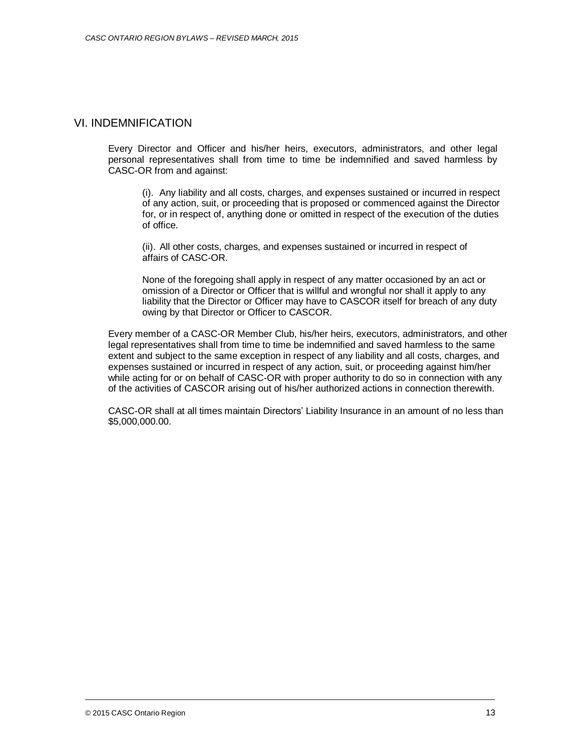## VI. INDEMNIFICATION

Every Director and Officer and his/her heirs, executors, administrators, and other legal personal representatives shall from time to time be indemnified and saved harmless by CASC-OR from and against:

(i). Any liability and all costs, charges, and expenses sustained or incurred in respect of any action, suit, or proceeding that is proposed or commenced against the Director for, or in respect of, anything done or omitted in respect of the execution of the duties of office.

(ii). All other costs, charges, and expenses sustained or incurred in respect of affairs of CASC-OR.

None of the foregoing shall apply in respect of any matter occasioned by an act or omission of a Director or Officer that is willful and wrongful nor shall it apply to any liability that the Director or Officer may have to CASCOR itself for breach of any duty owing by that Director or Officer to CASCOR.

Every member of a CASC-OR Member Club, his/her heirs, executors, administrators, and other legal representatives shall from time to time be indemnified and saved harmless to the same extent and subject to the same exception in respect of any liability and all costs, charges, and expenses sustained or incurred in respect of any action, suit, or proceeding against him/her while acting for or on behalf of CASC-OR with proper authority to do so in connection with any of the activities of CASCOR arising out of his/her authorized actions in connection therewith.

CASC-OR shall at all times maintain Directors' Liability Insurance in an amount of no less than $5,000,000.00.